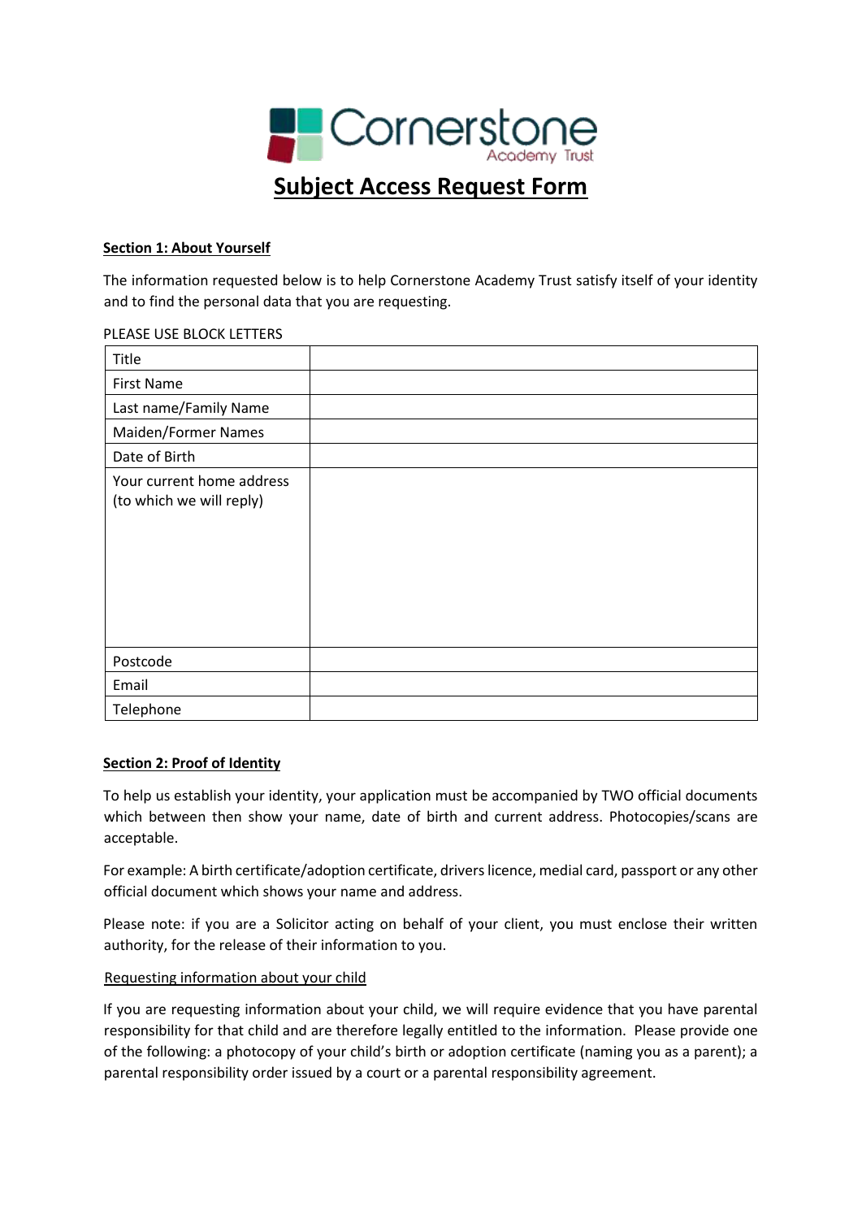Cornerstone Academy Trust

# Subject Access Request Form

**Section 1: About Yourself**

The information requested below is to help Cornerstone Academy Trust satisfy itself of your identity and to find the personal data that you are requesting.

PLEASE USE BLOCK LETTERS

| | |
|---|---|
| Title | |
| First Name | |
| Last name/Family Name | |
| Maiden/Former Names | |
| Date of Birth | |
| Your current home address (to which we will reply) | |
| Postcode | |
| Email | |
| Telephone | |

**Section 2: Proof of Identity**

To help us establish your identity, your application must be accompanied by TWO official documents which between then show your name, date of birth and current address. Photocopies/scans are acceptable.

For example: A birth certificate/adoption certificate, drivers licence, medial card, passport or any other official document which shows your name and address.

Please note: if you are a Solicitor acting on behalf of your client, you must enclose their written authority, for the release of their information to you.

Requesting information about your child

If you are requesting information about your child, we will require evidence that you have parental responsibility for that child and are therefore legally entitled to the information. Please provide one of the following: a photocopy of your child's birth or adoption certificate (naming you as a parent); a parental responsibility order issued by a court or a parental responsibility agreement.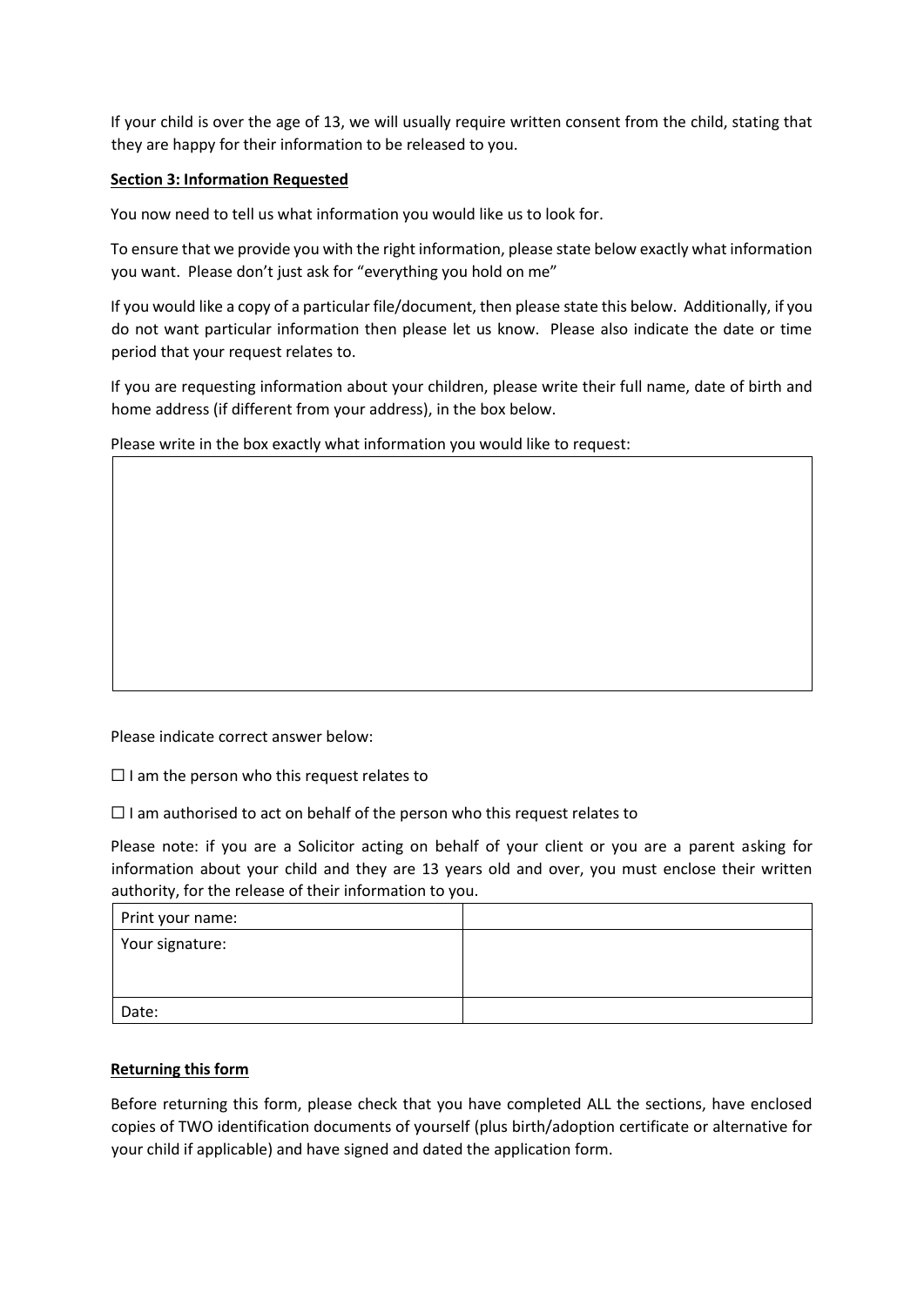If your child is over the age of 13, we will usually require written consent from the child, stating that they are happy for their information to be released to you.

**Section 3: Information Requested**

You now need to tell us what information you would like us to look for.

To ensure that we provide you with the right information, please state below exactly what information you want. Please don't just ask for "everything you hold on me"

If you would like a copy of a particular file/document, then please state this below. Additionally, if you do not want particular information then please let us know. Please also indicate the date or time period that your request relates to.

If you are requesting information about your children, please write their full name, date of birth and home address (if different from your address), in the box below.

Please write in the box exactly what information you would like to request:

| |
|---|
| |

Please indicate correct answer below:

☐ I am the person who this request relates to

☐ I am authorised to act on behalf of the person who this request relates to

Please note: if you are a Solicitor acting on behalf of your client or you are a parent asking for information about your child and they are 13 years old and over, you must enclose their written authority, for the release of their information to you.

| Print your name: | |
|---|---|
| Your signature: | |
| Date: | |

**Returning this form**

Before returning this form, please check that you have completed ALL the sections, have enclosed copies of TWO identification documents of yourself (plus birth/adoption certificate or alternative for your child if applicable) and have signed and dated the application form.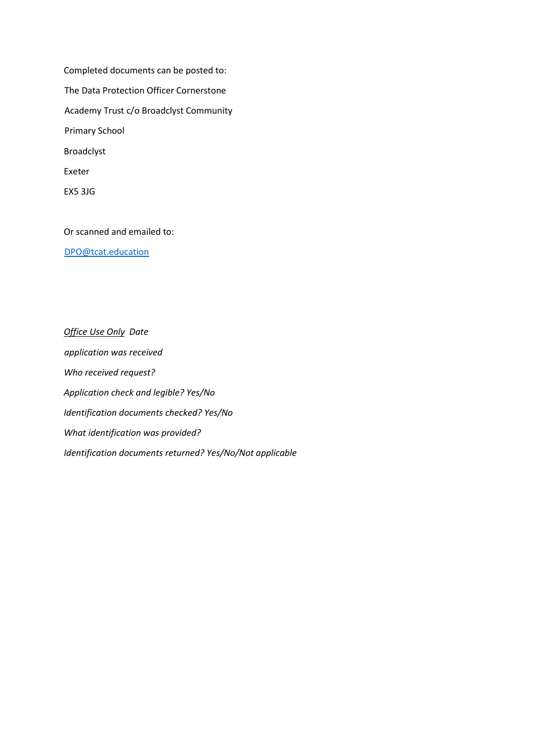Completed documents can be posted to:

The Data Protection Officer Cornerstone

Academy Trust c/o Broadclyst Community

Primary School

Broadclyst

Exeter

EX5 3JG

Or scanned and emailed to:

[DPO@tcat.education](mailto:DPO@tcat.education)

*Office Use Only* *Date*

*application was received*

*Who received request?*

*Application check and legible? Yes/No*

*Identification documents checked? Yes/No*

*What identification was provided?*

*Identification documents returned? Yes/No/Not applicable*